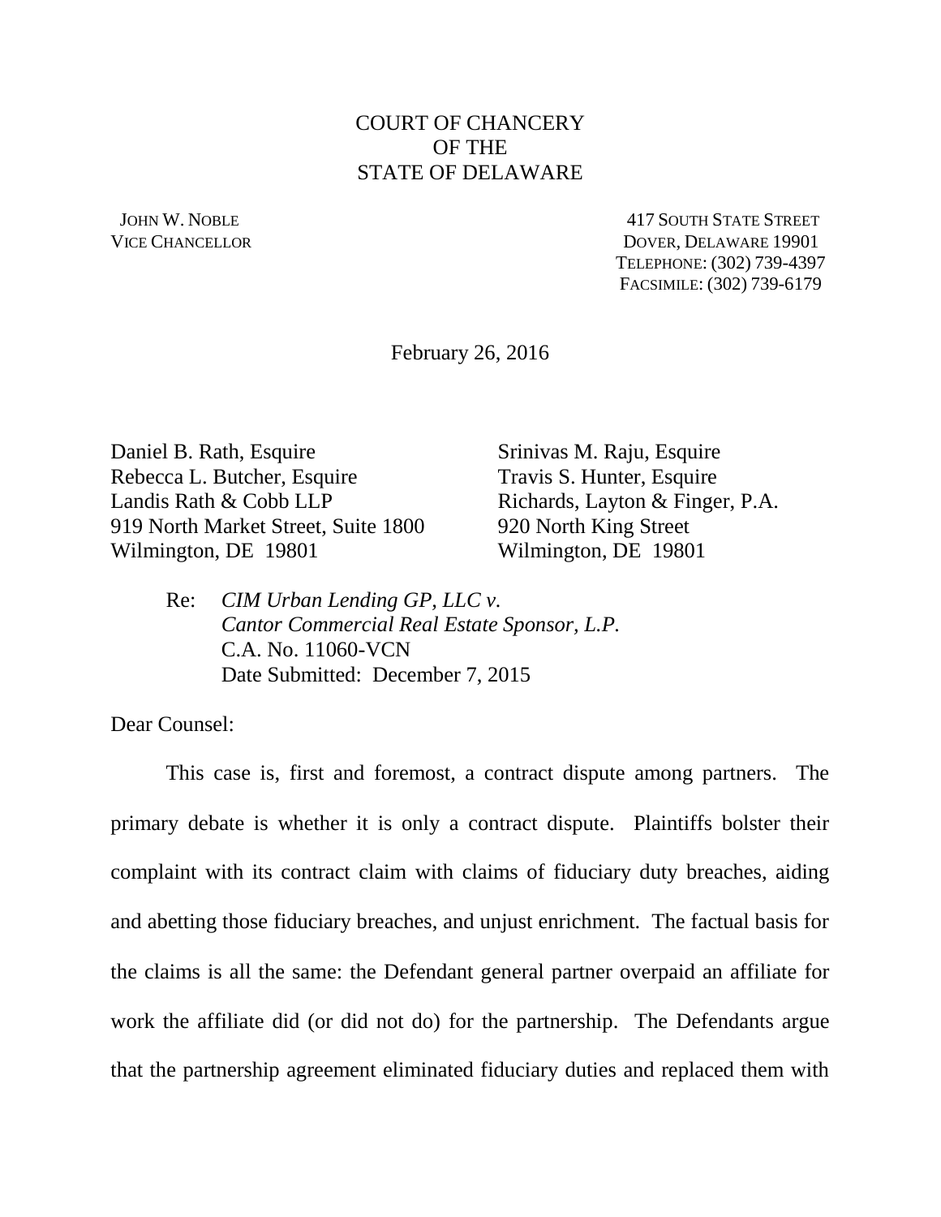COURT OF CHANCERY
OF THE
STATE OF DELAWARE

JOHN W. NOBLE
VICE CHANCELLOR

417 SOUTH STATE STREET
DOVER, DELAWARE 19901
TELEPHONE: (302) 739-4397
FACSIMILE: (302) 739-6179

February 26, 2016

Daniel B. Rath, Esquire
Rebecca L. Butcher, Esquire
Landis Rath & Cobb LLP
919 North Market Street, Suite 1800
Wilmington, DE 19801

Srinivas M. Raju, Esquire
Travis S. Hunter, Esquire
Richards, Layton & Finger, P.A.
920 North King Street
Wilmington, DE 19801

Re: *CIM Urban Lending GP, LLC v. Cantor Commercial Real Estate Sponsor, L.P.*
C.A. No. 11060-VCN
Date Submitted: December 7, 2015

Dear Counsel:

This case is, first and foremost, a contract dispute among partners. The primary debate is whether it is only a contract dispute. Plaintiffs bolster their complaint with its contract claim with claims of fiduciary duty breaches, aiding and abetting those fiduciary breaches, and unjust enrichment. The factual basis for the claims is all the same: the Defendant general partner overpaid an affiliate for work the affiliate did (or did not do) for the partnership. The Defendants argue that the partnership agreement eliminated fiduciary duties and replaced them with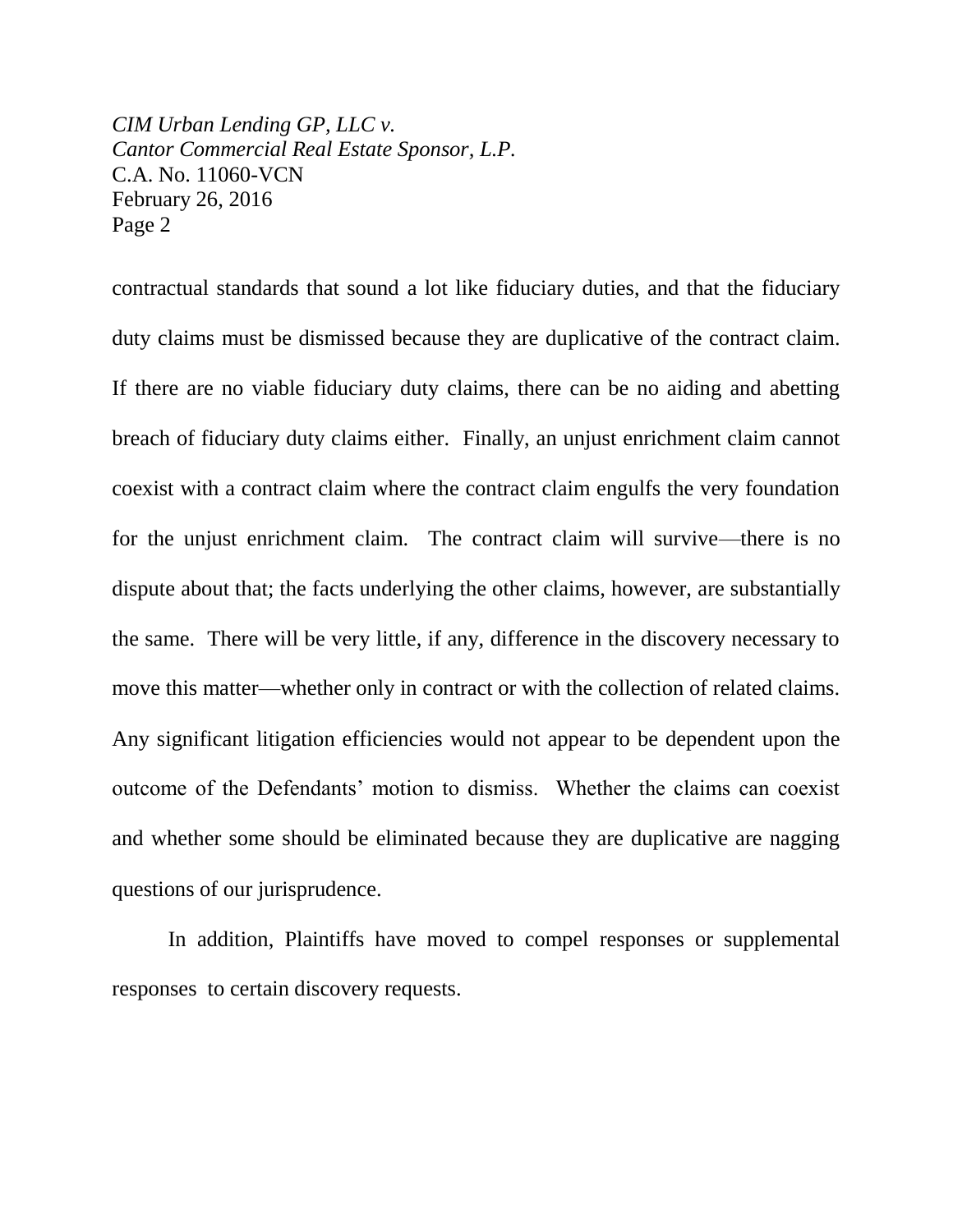contractual standards that sound a lot like fiduciary duties, and that the fiduciary duty claims must be dismissed because they are duplicative of the contract claim. If there are no viable fiduciary duty claims, there can be no aiding and abetting breach of fiduciary duty claims either. Finally, an unjust enrichment claim cannot coexist with a contract claim where the contract claim engulfs the very foundation for the unjust enrichment claim. The contract claim will survive—there is no dispute about that; the facts underlying the other claims, however, are substantially the same. There will be very little, if any, difference in the discovery necessary to move this matter—whether only in contract or with the collection of related claims. Any significant litigation efficiencies would not appear to be dependent upon the outcome of the Defendants' motion to dismiss. Whether the claims can coexist and whether some should be eliminated because they are duplicative are nagging questions of our jurisprudence.

In addition, Plaintiffs have moved to compel responses or supplemental responses to certain discovery requests.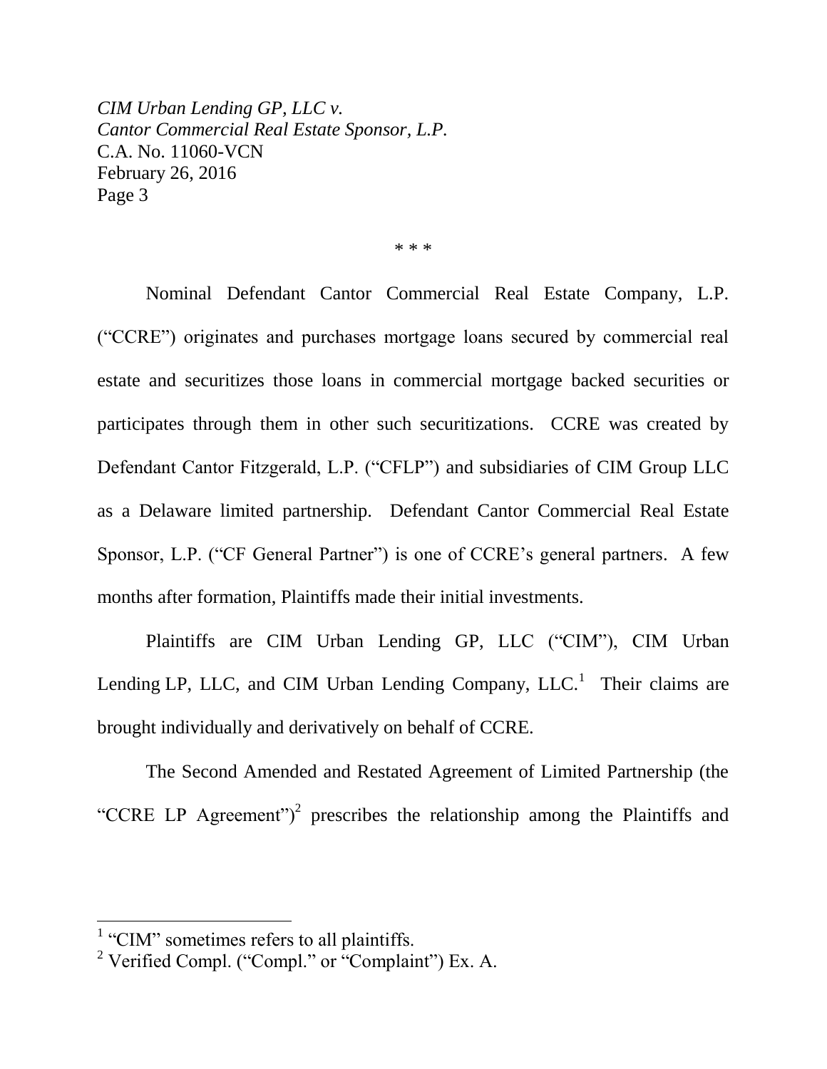\* \* \*

Nominal Defendant Cantor Commercial Real Estate Company, L.P. ("CCRE") originates and purchases mortgage loans secured by commercial real estate and securitizes those loans in commercial mortgage backed securities or participates through them in other such securitizations. CCRE was created by Defendant Cantor Fitzgerald, L.P. ("CFLP") and subsidiaries of CIM Group LLC as a Delaware limited partnership. Defendant Cantor Commercial Real Estate Sponsor, L.P. ("CF General Partner") is one of CCRE's general partners. A few months after formation, Plaintiffs made their initial investments.

Plaintiffs are CIM Urban Lending GP, LLC ("CIM"), CIM Urban Lending LP, LLC, and CIM Urban Lending Company, LLC.[1] Their claims are brought individually and derivatively on behalf of CCRE.

The Second Amended and Restated Agreement of Limited Partnership (the "CCRE LP Agreement")[2] prescribes the relationship among the Plaintiffs and

---

[1] "CIM" sometimes refers to all plaintiffs.

[2] Verified Compl. ("Compl." or "Complaint") Ex. A.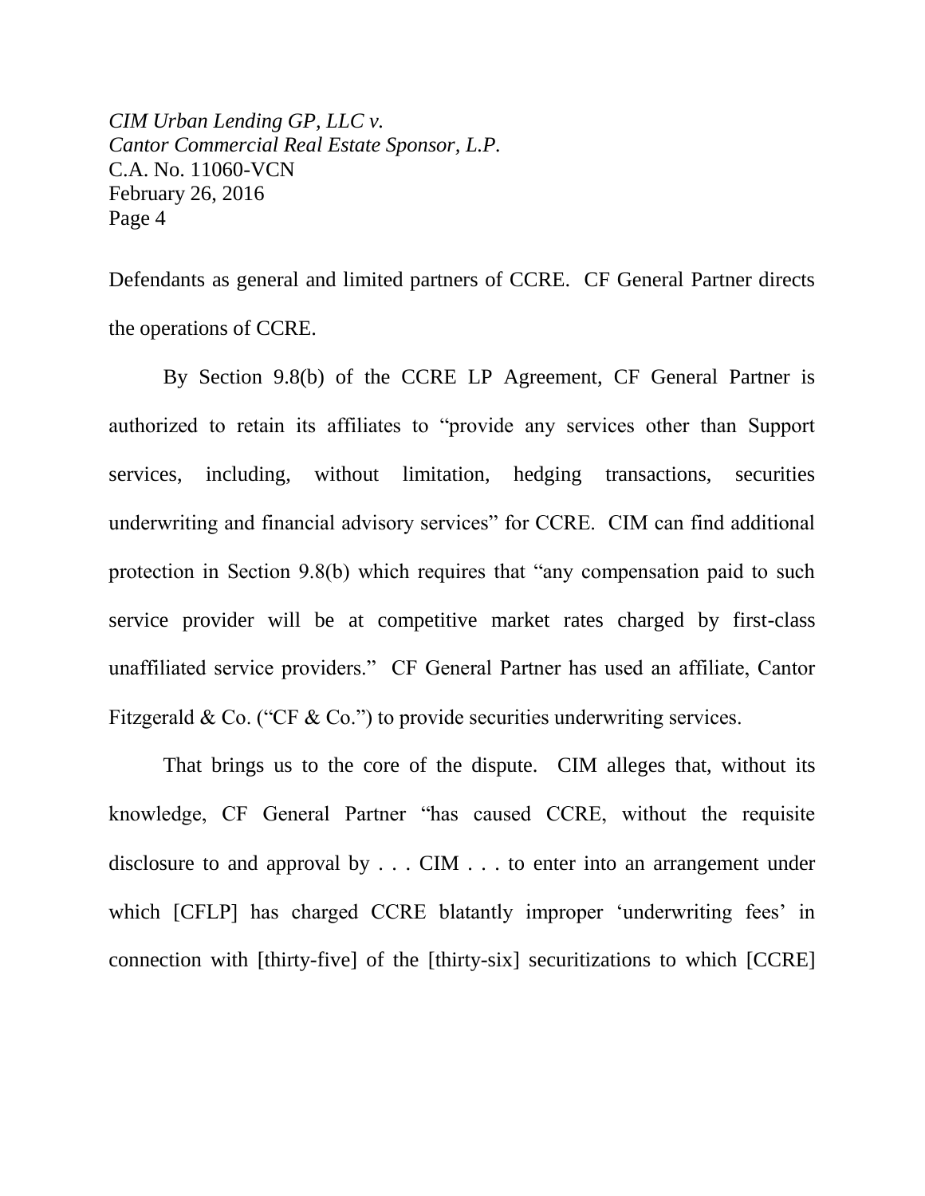Defendants as general and limited partners of CCRE. CF General Partner directs the operations of CCRE.

By Section 9.8(b) of the CCRE LP Agreement, CF General Partner is authorized to retain its affiliates to "provide any services other than Support services, including, without limitation, hedging transactions, securities underwriting and financial advisory services" for CCRE. CIM can find additional protection in Section 9.8(b) which requires that "any compensation paid to such service provider will be at competitive market rates charged by first-class unaffiliated service providers." CF General Partner has used an affiliate, Cantor Fitzgerald & Co. ("CF & Co.") to provide securities underwriting services.

That brings us to the core of the dispute. CIM alleges that, without its knowledge, CF General Partner "has caused CCRE, without the requisite disclosure to and approval by . . . CIM . . . to enter into an arrangement under which [CFLP] has charged CCRE blatantly improper 'underwriting fees' in connection with [thirty-five] of the [thirty-six] securitizations to which [CCRE]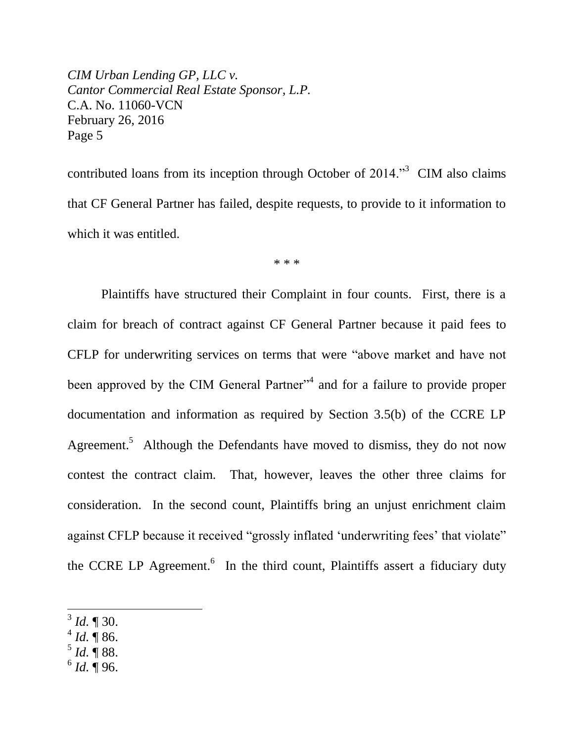contributed loans from its inception through October of 2014."[3] CIM also claims that CF General Partner has failed, despite requests, to provide to it information to which it was entitled.

\* \* \*

Plaintiffs have structured their Complaint in four counts. First, there is a claim for breach of contract against CF General Partner because it paid fees to CFLP for underwriting services on terms that were "above market and have not been approved by the CIM General Partner"[4] and for a failure to provide proper documentation and information as required by Section 3.5(b) of the CCRE LP Agreement.[5] Although the Defendants have moved to dismiss, they do not now contest the contract claim. That, however, leaves the other three claims for consideration. In the second count, Plaintiffs bring an unjust enrichment claim against CFLP because it received "grossly inflated 'underwriting fees' that violate" the CCRE LP Agreement.[6] In the third count, Plaintiffs assert a fiduciary duty

---

[3] *Id.* ¶ 30.

[4] *Id.* ¶ 86.

[5] *Id.* ¶ 88.

[6] *Id.* ¶ 96.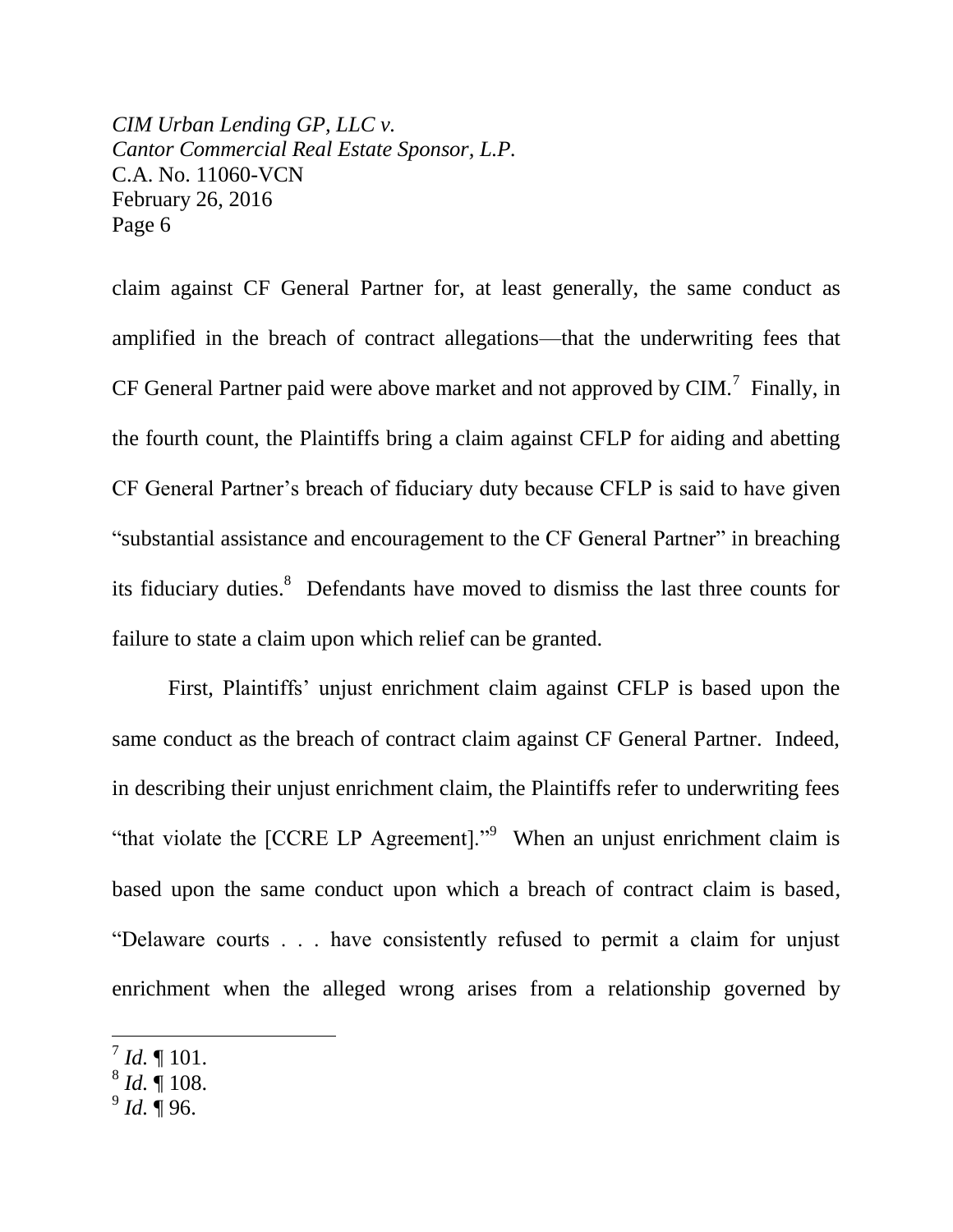claim against CF General Partner for, at least generally, the same conduct as amplified in the breach of contract allegations—that the underwriting fees that CF General Partner paid were above market and not approved by CIM.[7] Finally, in the fourth count, the Plaintiffs bring a claim against CFLP for aiding and abetting CF General Partner's breach of fiduciary duty because CFLP is said to have given "substantial assistance and encouragement to the CF General Partner" in breaching its fiduciary duties.[8] Defendants have moved to dismiss the last three counts for failure to state a claim upon which relief can be granted.

First, Plaintiffs' unjust enrichment claim against CFLP is based upon the same conduct as the breach of contract claim against CF General Partner. Indeed, in describing their unjust enrichment claim, the Plaintiffs refer to underwriting fees "that violate the [CCRE LP Agreement]."[9] When an unjust enrichment claim is based upon the same conduct upon which a breach of contract claim is based, "Delaware courts . . . have consistently refused to permit a claim for unjust enrichment when the alleged wrong arises from a relationship governed by

---

[7] *Id.* ¶ 101.
[8] *Id.* ¶ 108.
[9] *Id.* ¶ 96.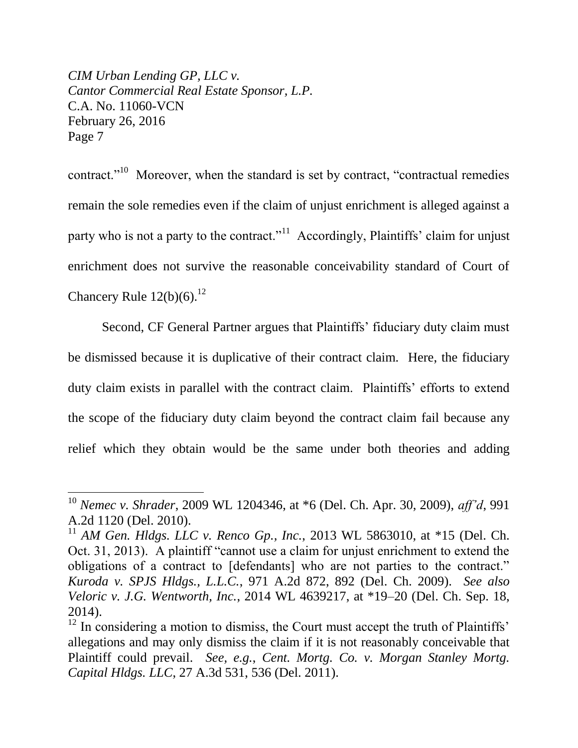contract."[10] Moreover, when the standard is set by contract, "contractual remedies remain the sole remedies even if the claim of unjust enrichment is alleged against a party who is not a party to the contract."[11] Accordingly, Plaintiffs' claim for unjust enrichment does not survive the reasonable conceivability standard of Court of Chancery Rule 12(b)(6).[12]

Second, CF General Partner argues that Plaintiffs' fiduciary duty claim must be dismissed because it is duplicative of their contract claim. Here, the fiduciary duty claim exists in parallel with the contract claim. Plaintiffs' efforts to extend the scope of the fiduciary duty claim beyond the contract claim fail because any relief which they obtain would be the same under both theories and adding

---

[10] *Nemec v. Shrader*, 2009 WL 1204346, at *6 (Del. Ch. Apr. 30, 2009), *aff'd*, 991 A.2d 1120 (Del. 2010).

[11] *AM Gen. Hldgs. LLC v. Renco Gp., Inc.*, 2013 WL 5863010, at *15 (Del. Ch. Oct. 31, 2013). A plaintiff "cannot use a claim for unjust enrichment to extend the obligations of a contract to [defendants] who are not parties to the contract." *Kuroda v. SPJS Hldgs., L.L.C.*, 971 A.2d 872, 892 (Del. Ch. 2009). *See also Veloric v. J.G. Wentworth, Inc.*, 2014 WL 4639217, at *19–20 (Del. Ch. Sep. 18, 2014).

[12] In considering a motion to dismiss, the Court must accept the truth of Plaintiffs' allegations and may only dismiss the claim if it is not reasonably conceivable that Plaintiff could prevail. *See, e.g.*, *Cent. Mortg. Co. v. Morgan Stanley Mortg. Capital Hldgs. LLC*, 27 A.3d 531, 536 (Del. 2011).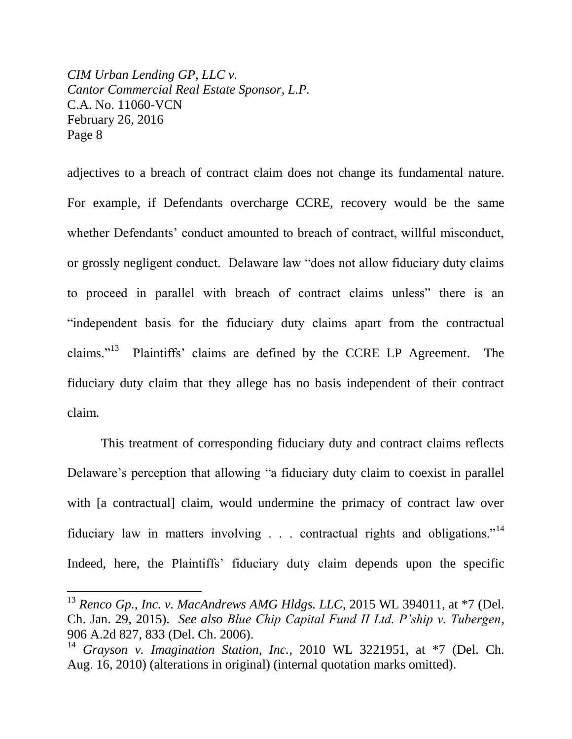adjectives to a breach of contract claim does not change its fundamental nature. For example, if Defendants overcharge CCRE, recovery would be the same whether Defendants' conduct amounted to breach of contract, willful misconduct, or grossly negligent conduct. Delaware law "does not allow fiduciary duty claims to proceed in parallel with breach of contract claims unless" there is an "independent basis for the fiduciary duty claims apart from the contractual claims."[13] Plaintiffs' claims are defined by the CCRE LP Agreement. The fiduciary duty claim that they allege has no basis independent of their contract claim.

This treatment of corresponding fiduciary duty and contract claims reflects Delaware's perception that allowing "a fiduciary duty claim to coexist in parallel with [a contractual] claim, would undermine the primacy of contract law over fiduciary law in matters involving . . . contractual rights and obligations."[14] Indeed, here, the Plaintiffs' fiduciary duty claim depends upon the specific

---

[13] *Renco Gp., Inc. v. MacAndrews AMG Hldgs. LLC*, 2015 WL 394011, at *7 (Del. Ch. Jan. 29, 2015). *See also Blue Chip Capital Fund II Ltd. P'ship v. Tubergen*, 906 A.2d 827, 833 (Del. Ch. 2006).

[14] *Grayson v. Imagination Station, Inc.*, 2010 WL 3221951, at *7 (Del. Ch. Aug. 16, 2010) (alterations in original) (internal quotation marks omitted).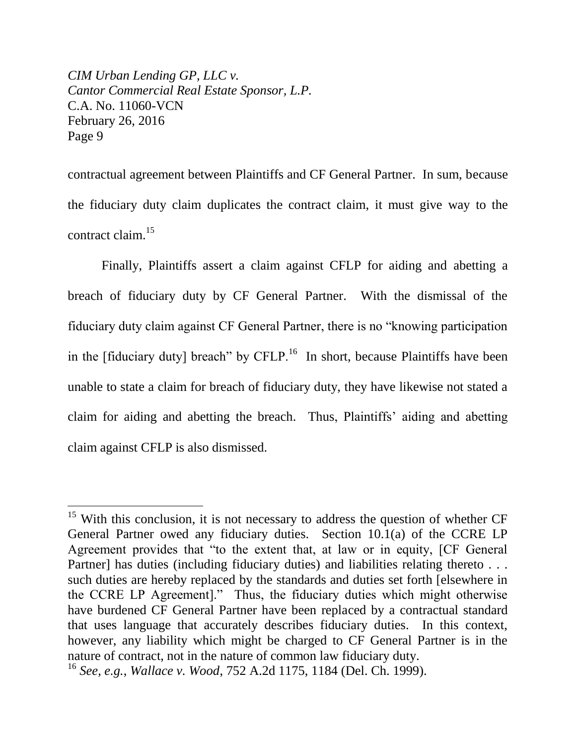contractual agreement between Plaintiffs and CF General Partner. In sum, because the fiduciary duty claim duplicates the contract claim, it must give way to the contract claim.[15]

Finally, Plaintiffs assert a claim against CFLP for aiding and abetting a breach of fiduciary duty by CF General Partner. With the dismissal of the fiduciary duty claim against CF General Partner, there is no "knowing participation in the [fiduciary duty] breach" by CFLP.[16] In short, because Plaintiffs have been unable to state a claim for breach of fiduciary duty, they have likewise not stated a claim for aiding and abetting the breach. Thus, Plaintiffs' aiding and abetting claim against CFLP is also dismissed.

---

[15] With this conclusion, it is not necessary to address the question of whether CF General Partner owed any fiduciary duties. Section 10.1(a) of the CCRE LP Agreement provides that "to the extent that, at law or in equity, [CF General Partner] has duties (including fiduciary duties) and liabilities relating thereto . . . such duties are hereby replaced by the standards and duties set forth [elsewhere in the CCRE LP Agreement]." Thus, the fiduciary duties which might otherwise have burdened CF General Partner have been replaced by a contractual standard that uses language that accurately describes fiduciary duties. In this context, however, any liability which might be charged to CF General Partner is in the nature of contract, not in the nature of common law fiduciary duty.

[16] *See, e.g.*, *Wallace v. Wood*, 752 A.2d 1175, 1184 (Del. Ch. 1999).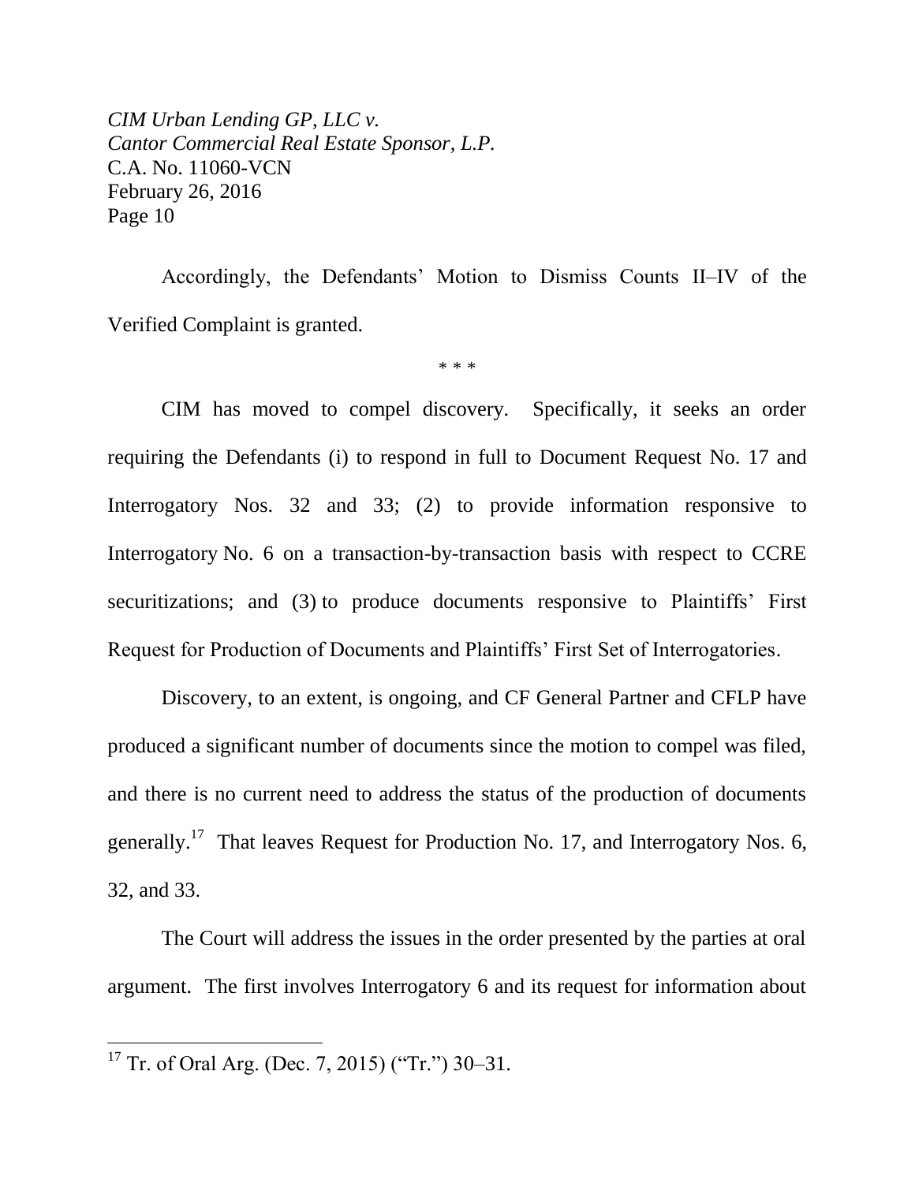Accordingly, the Defendants' Motion to Dismiss Counts II–IV of the Verified Complaint is granted.

\* \* \*

CIM has moved to compel discovery. Specifically, it seeks an order requiring the Defendants (i) to respond in full to Document Request No. 17 and Interrogatory Nos. 32 and 33; (2) to provide information responsive to Interrogatory No. 6 on a transaction-by-transaction basis with respect to CCRE securitizations; and (3) to produce documents responsive to Plaintiffs' First Request for Production of Documents and Plaintiffs' First Set of Interrogatories.

Discovery, to an extent, is ongoing, and CF General Partner and CFLP have produced a significant number of documents since the motion to compel was filed, and there is no current need to address the status of the production of documents generally.[17] That leaves Request for Production No. 17, and Interrogatory Nos. 6, 32, and 33.

The Court will address the issues in the order presented by the parties at oral argument. The first involves Interrogatory 6 and its request for information about

---

[17] Tr. of Oral Arg. (Dec. 7, 2015) ("Tr.") 30–31.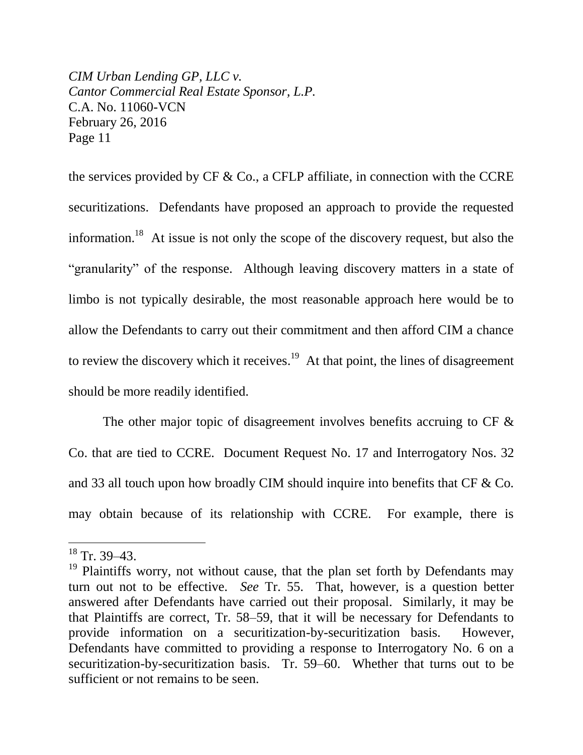the services provided by CF & Co., a CFLP affiliate, in connection with the CCRE securitizations. Defendants have proposed an approach to provide the requested information.[18] At issue is not only the scope of the discovery request, but also the "granularity" of the response. Although leaving discovery matters in a state of limbo is not typically desirable, the most reasonable approach here would be to allow the Defendants to carry out their commitment and then afford CIM a chance to review the discovery which it receives.[19] At that point, the lines of disagreement should be more readily identified.

The other major topic of disagreement involves benefits accruing to CF & Co. that are tied to CCRE. Document Request No. 17 and Interrogatory Nos. 32 and 33 all touch upon how broadly CIM should inquire into benefits that CF & Co. may obtain because of its relationship with CCRE. For example, there is

---

[18] Tr. 39–43.

[19] Plaintiffs worry, not without cause, that the plan set forth by Defendants may turn out not to be effective. *See* Tr. 55. That, however, is a question better answered after Defendants have carried out their proposal. Similarly, it may be that Plaintiffs are correct, Tr. 58–59, that it will be necessary for Defendants to provide information on a securitization-by-securitization basis. However, Defendants have committed to providing a response to Interrogatory No. 6 on a securitization-by-securitization basis. Tr. 59–60. Whether that turns out to be sufficient or not remains to be seen.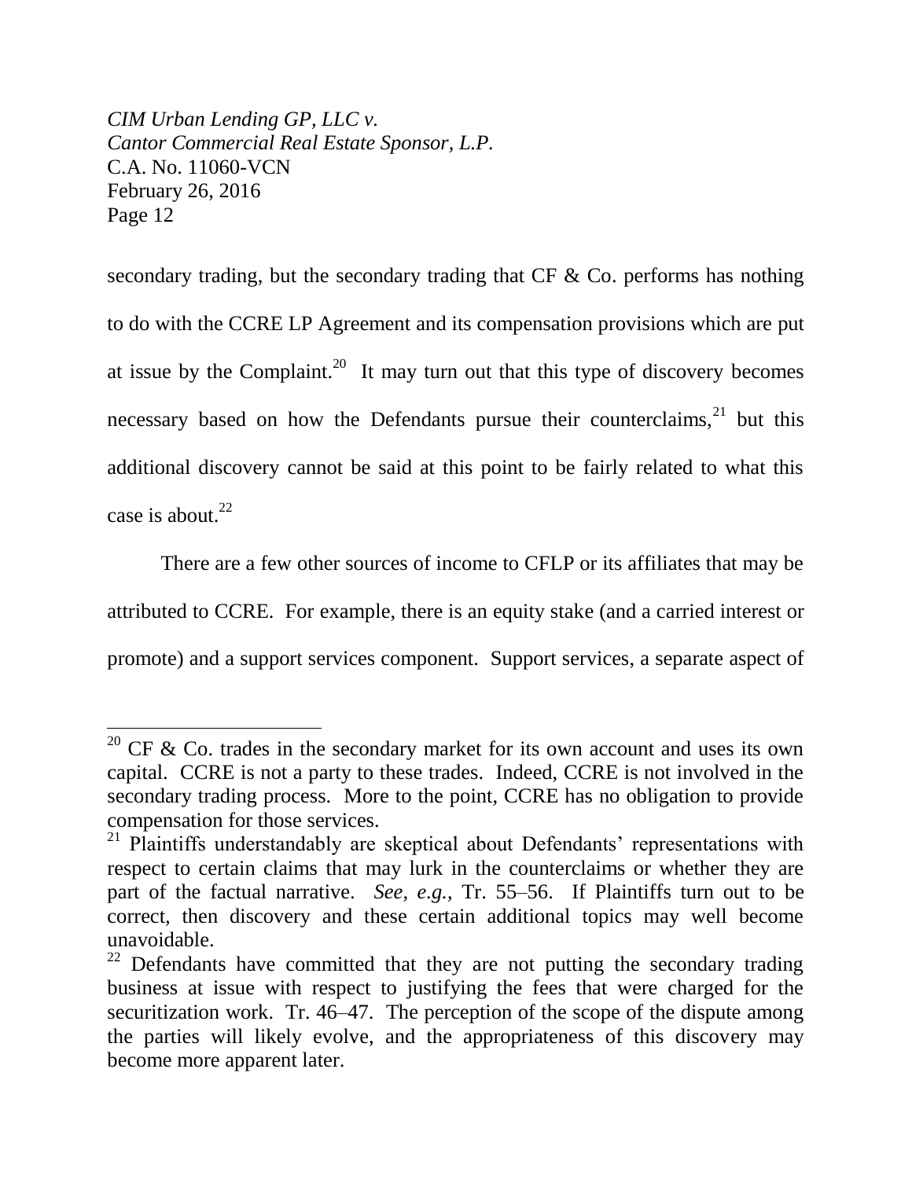secondary trading, but the secondary trading that CF & Co. performs has nothing to do with the CCRE LP Agreement and its compensation provisions which are put at issue by the Complaint.[20] It may turn out that this type of discovery becomes necessary based on how the Defendants pursue their counterclaims,[21] but this additional discovery cannot be said at this point to be fairly related to what this case is about.[22]

There are a few other sources of income to CFLP or its affiliates that may be attributed to CCRE. For example, there is an equity stake (and a carried interest or promote) and a support services component. Support services, a separate aspect of

---

[20] CF & Co. trades in the secondary market for its own account and uses its own capital. CCRE is not a party to these trades. Indeed, CCRE is not involved in the secondary trading process. More to the point, CCRE has no obligation to provide compensation for those services.

[21] Plaintiffs understandably are skeptical about Defendants' representations with respect to certain claims that may lurk in the counterclaims or whether they are part of the factual narrative. *See, e.g.*, Tr. 55–56. If Plaintiffs turn out to be correct, then discovery and these certain additional topics may well become unavoidable.

[22] Defendants have committed that they are not putting the secondary trading business at issue with respect to justifying the fees that were charged for the securitization work. Tr. 46–47. The perception of the scope of the dispute among the parties will likely evolve, and the appropriateness of this discovery may become more apparent later.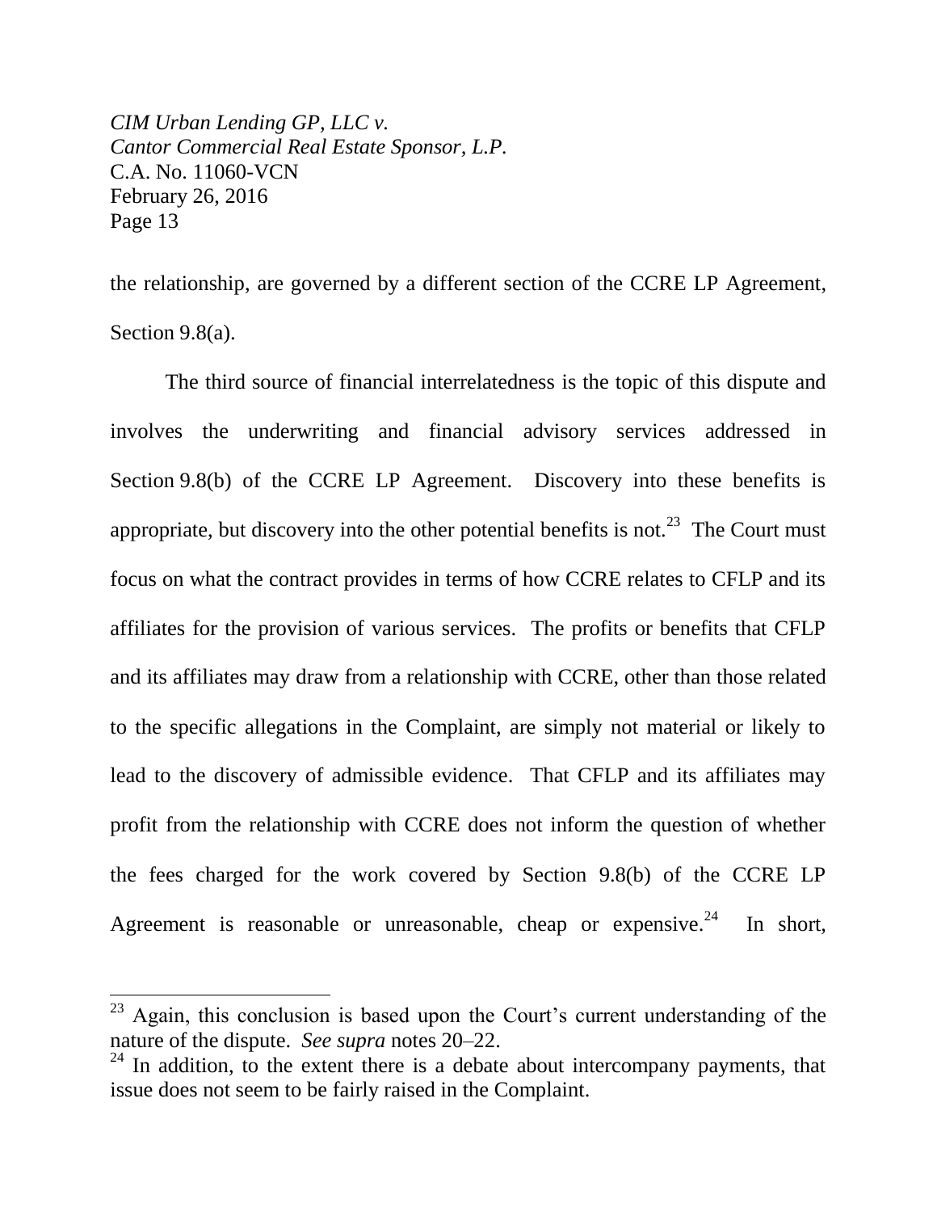the relationship, are governed by a different section of the CCRE LP Agreement, Section 9.8(a).

The third source of financial interrelatedness is the topic of this dispute and involves the underwriting and financial advisory services addressed in Section 9.8(b) of the CCRE LP Agreement. Discovery into these benefits is appropriate, but discovery into the other potential benefits is not.[23] The Court must focus on what the contract provides in terms of how CCRE relates to CFLP and its affiliates for the provision of various services. The profits or benefits that CFLP and its affiliates may draw from a relationship with CCRE, other than those related to the specific allegations in the Complaint, are simply not material or likely to lead to the discovery of admissible evidence. That CFLP and its affiliates may profit from the relationship with CCRE does not inform the question of whether the fees charged for the work covered by Section 9.8(b) of the CCRE LP Agreement is reasonable or unreasonable, cheap or expensive.[24] In short,

---

[23] Again, this conclusion is based upon the Court's current understanding of the nature of the dispute. *See supra* notes 20–22.

[24] In addition, to the extent there is a debate about intercompany payments, that issue does not seem to be fairly raised in the Complaint.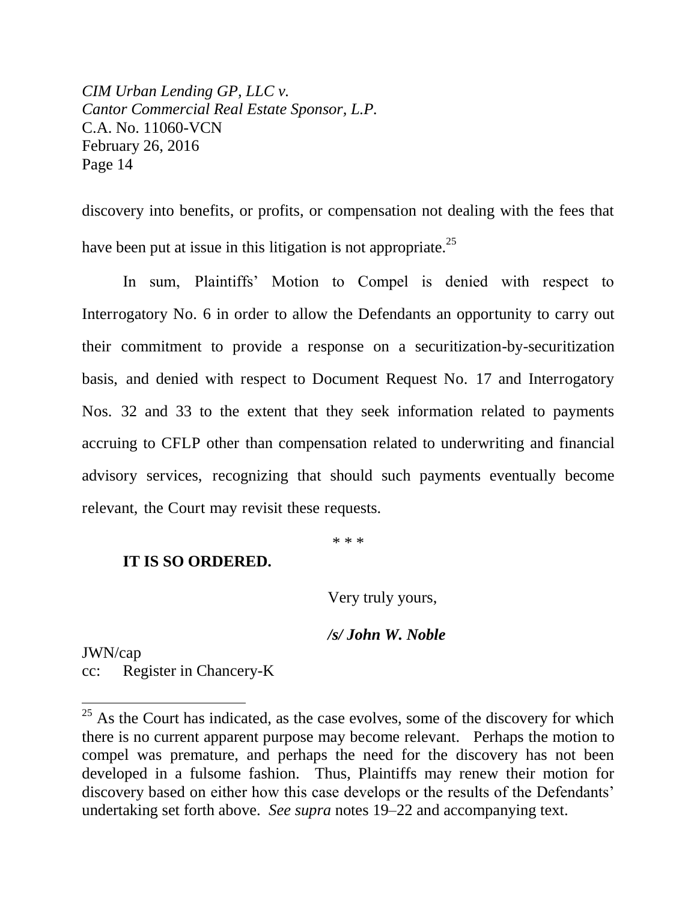discovery into benefits, or profits, or compensation not dealing with the fees that have been put at issue in this litigation is not appropriate.[25]

In sum, Plaintiffs' Motion to Compel is denied with respect to Interrogatory No. 6 in order to allow the Defendants an opportunity to carry out their commitment to provide a response on a securitization-by-securitization basis, and denied with respect to Document Request No. 17 and Interrogatory Nos. 32 and 33 to the extent that they seek information related to payments accruing to CFLP other than compensation related to underwriting and financial advisory services, recognizing that should such payments eventually become relevant, the Court may revisit these requests.

\* \* \*

**IT IS SO ORDERED.**

Very truly yours,

***/s/ John W. Noble***

JWN/cap
cc: Register in Chancery-K

---

[25] As the Court has indicated, as the case evolves, some of the discovery for which there is no current apparent purpose may become relevant. Perhaps the motion to compel was premature, and perhaps the need for the discovery has not been developed in a fulsome fashion. Thus, Plaintiffs may renew their motion for discovery based on either how this case develops or the results of the Defendants' undertaking set forth above. *See supra* notes 19–22 and accompanying text.